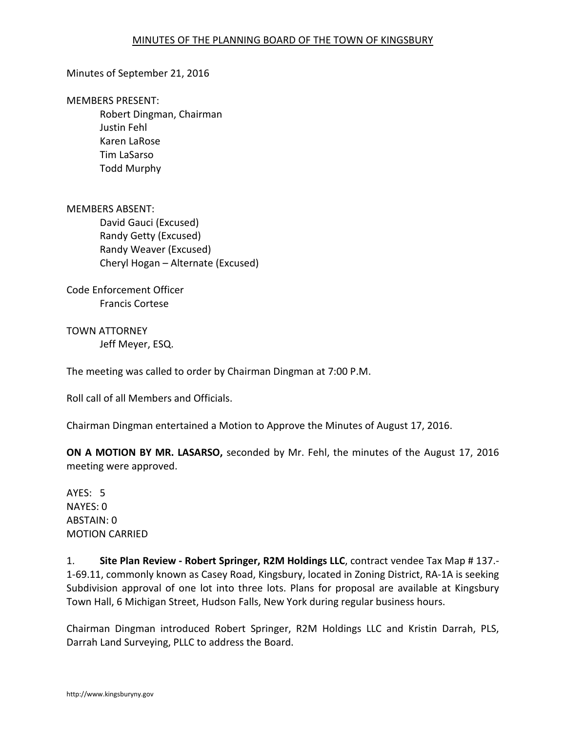MINUTES OF THE PLANNING BOARD OF THE TOWN OF KINGSBURY

Minutes of September 21, 2016

MEMBERS PRESENT:

Robert Dingman, Chairman
Justin Fehl
Karen LaRose
Tim LaSarso
Todd Murphy

MEMBERS ABSENT:

David Gauci (Excused)
Randy Getty (Excused)
Randy Weaver (Excused)
Cheryl Hogan – Alternate (Excused)

Code Enforcement Officer

Francis Cortese

TOWN ATTORNEY

Jeff Meyer, ESQ.

The meeting was called to order by Chairman Dingman at 7:00 P.M.

Roll call of all Members and Officials.

Chairman Dingman entertained a Motion to Approve the Minutes of August 17, 2016.

**ON A MOTION BY MR. LASARSO,** seconded by Mr. Fehl, the minutes of the August 17, 2016 meeting were approved.

AYES: 5
NAYES: 0
ABSTAIN: 0
MOTION CARRIED

1. **Site Plan Review - Robert Springer, R2M Holdings LLC**, contract vendee Tax Map # 137.-1-69.11, commonly known as Casey Road, Kingsbury, located in Zoning District, RA-1A is seeking Subdivision approval of one lot into three lots. Plans for proposal are available at Kingsbury Town Hall, 6 Michigan Street, Hudson Falls, New York during regular business hours.

Chairman Dingman introduced Robert Springer, R2M Holdings LLC and Kristin Darrah, PLS, Darrah Land Surveying, PLLC to address the Board.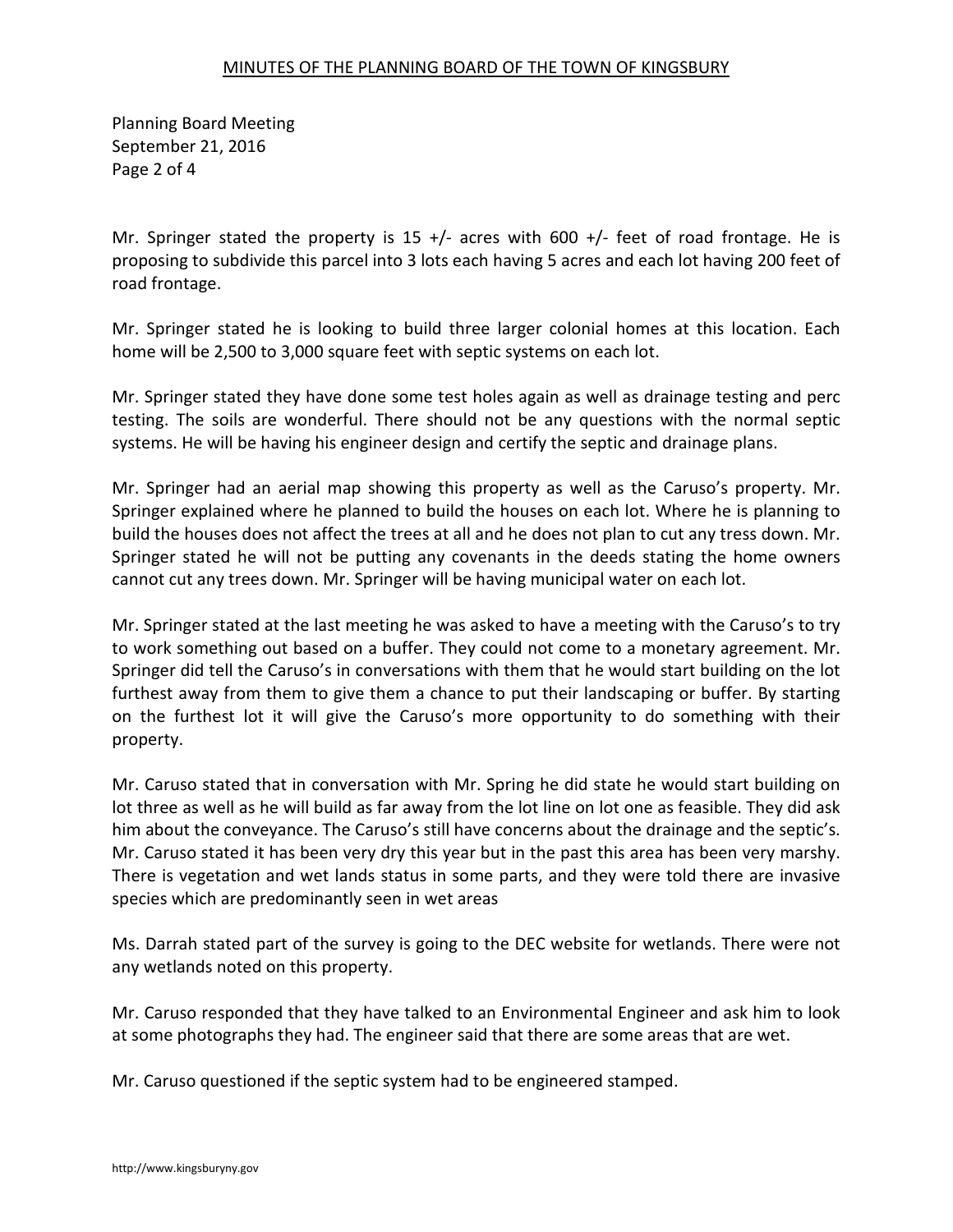Mr. Springer stated the property is 15 +/- acres with 600 +/- feet of road frontage. He is proposing to subdivide this parcel into 3 lots each having 5 acres and each lot having 200 feet of road frontage.

Mr. Springer stated he is looking to build three larger colonial homes at this location. Each home will be 2,500 to 3,000 square feet with septic systems on each lot.

Mr. Springer stated they have done some test holes again as well as drainage testing and perc testing. The soils are wonderful. There should not be any questions with the normal septic systems. He will be having his engineer design and certify the septic and drainage plans.

Mr. Springer had an aerial map showing this property as well as the Caruso's property. Mr. Springer explained where he planned to build the houses on each lot. Where he is planning to build the houses does not affect the trees at all and he does not plan to cut any tress down. Mr. Springer stated he will not be putting any covenants in the deeds stating the home owners cannot cut any trees down. Mr. Springer will be having municipal water on each lot.

Mr. Springer stated at the last meeting he was asked to have a meeting with the Caruso's to try to work something out based on a buffer. They could not come to a monetary agreement. Mr. Springer did tell the Caruso's in conversations with them that he would start building on the lot furthest away from them to give them a chance to put their landscaping or buffer. By starting on the furthest lot it will give the Caruso's more opportunity to do something with their property.

Mr. Caruso stated that in conversation with Mr. Spring he did state he would start building on lot three as well as he will build as far away from the lot line on lot one as feasible. They did ask him about the conveyance. The Caruso's still have concerns about the drainage and the septic's. Mr. Caruso stated it has been very dry this year but in the past this area has been very marshy. There is vegetation and wet lands status in some parts, and they were told there are invasive species which are predominantly seen in wet areas

Ms. Darrah stated part of the survey is going to the DEC website for wetlands. There were not any wetlands noted on this property.

Mr. Caruso responded that they have talked to an Environmental Engineer and ask him to look at some photographs they had. The engineer said that there are some areas that are wet.

Mr. Caruso questioned if the septic system had to be engineered stamped.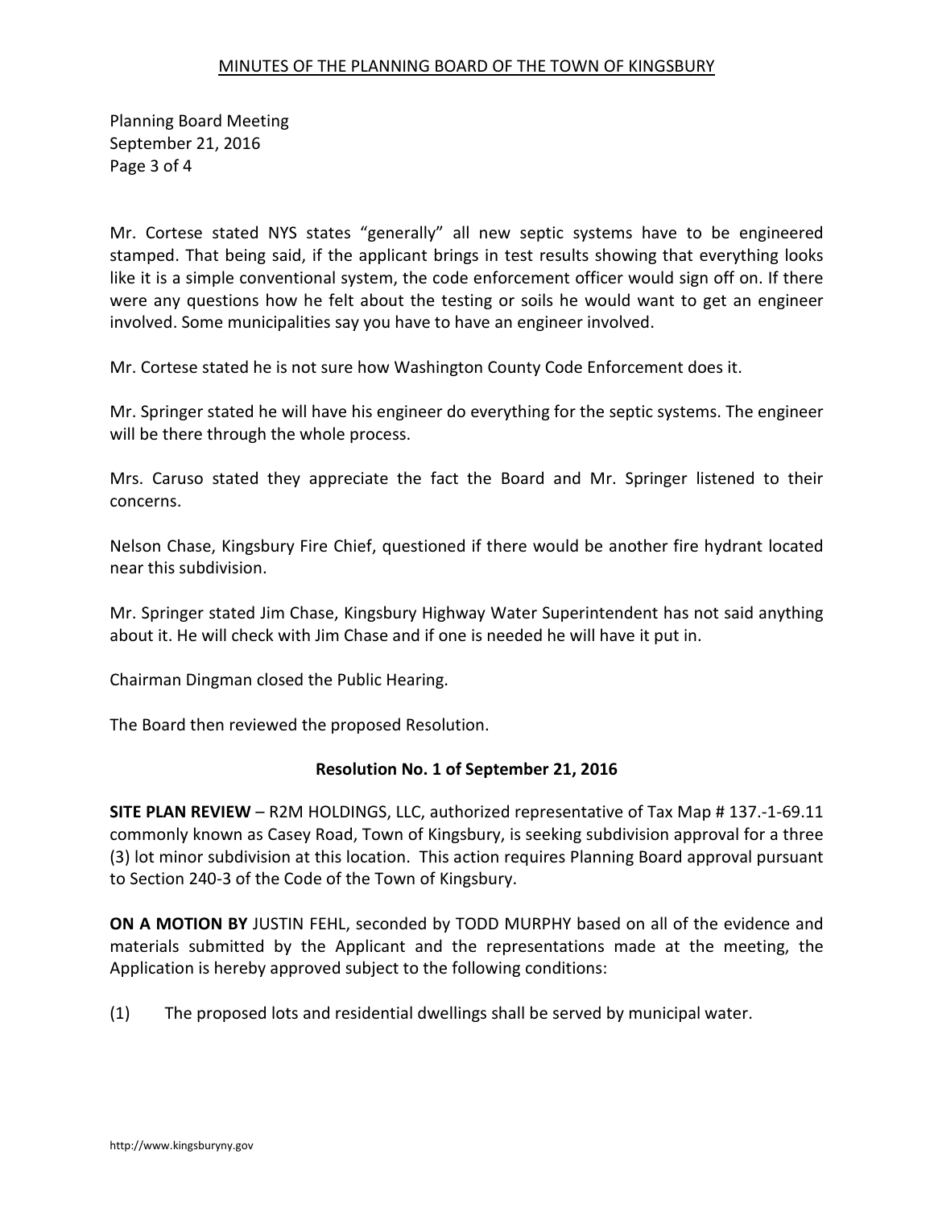Mr. Cortese stated NYS states “generally” all new septic systems have to be engineered stamped. That being said, if the applicant brings in test results showing that everything looks like it is a simple conventional system, the code enforcement officer would sign off on. If there were any questions how he felt about the testing or soils he would want to get an engineer involved. Some municipalities say you have to have an engineer involved.

Mr. Cortese stated he is not sure how Washington County Code Enforcement does it.

Mr. Springer stated he will have his engineer do everything for the septic systems. The engineer will be there through the whole process.

Mrs. Caruso stated they appreciate the fact the Board and Mr. Springer listened to their concerns.

Nelson Chase, Kingsbury Fire Chief, questioned if there would be another fire hydrant located near this subdivision.

Mr. Springer stated Jim Chase, Kingsbury Highway Water Superintendent has not said anything about it. He will check with Jim Chase and if one is needed he will have it put in.

Chairman Dingman closed the Public Hearing.

The Board then reviewed the proposed Resolution.

**Resolution No. 1 of September 21, 2016**

**SITE PLAN REVIEW** – R2M HOLDINGS, LLC, authorized representative of Tax Map # 137.-1-69.11 commonly known as Casey Road, Town of Kingsbury, is seeking subdivision approval for a three (3) lot minor subdivision at this location. This action requires Planning Board approval pursuant to Section 240-3 of the Code of the Town of Kingsbury.

**ON A MOTION BY** JUSTIN FEHL, seconded by TODD MURPHY based on all of the evidence and materials submitted by the Applicant and the representations made at the meeting, the Application is hereby approved subject to the following conditions:

(1) The proposed lots and residential dwellings shall be served by municipal water.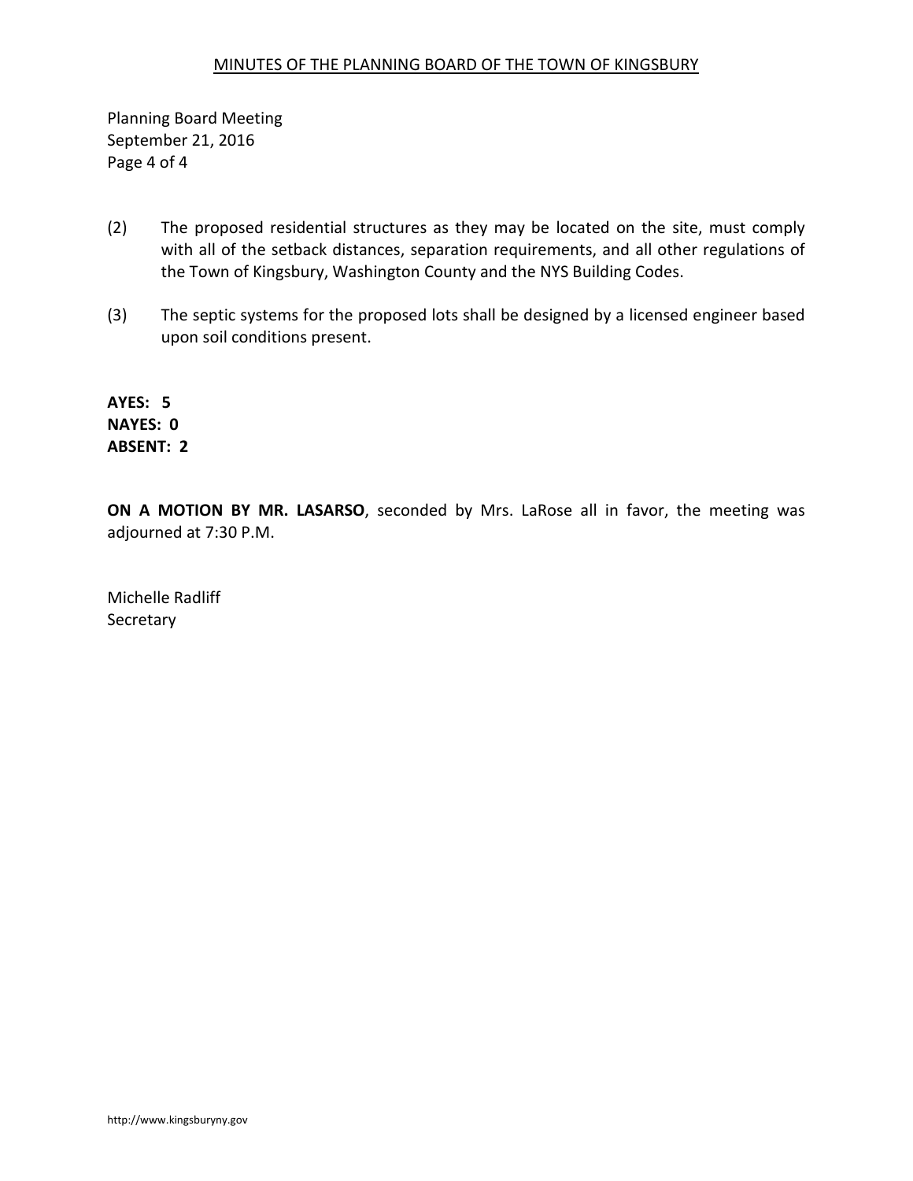(2) The proposed residential structures as they may be located on the site, must comply with all of the setback distances, separation requirements, and all other regulations of the Town of Kingsbury, Washington County and the NYS Building Codes.

(3) The septic systems for the proposed lots shall be designed by a licensed engineer based upon soil conditions present.

**AYES: 5**
**NAYES: 0**
**ABSENT: 2**

**ON A MOTION BY MR. LASARSO**, seconded by Mrs. LaRose all in favor, the meeting was adjourned at 7:30 P.M.

Michelle Radliff
Secretary

http://www.kingsburyny.gov